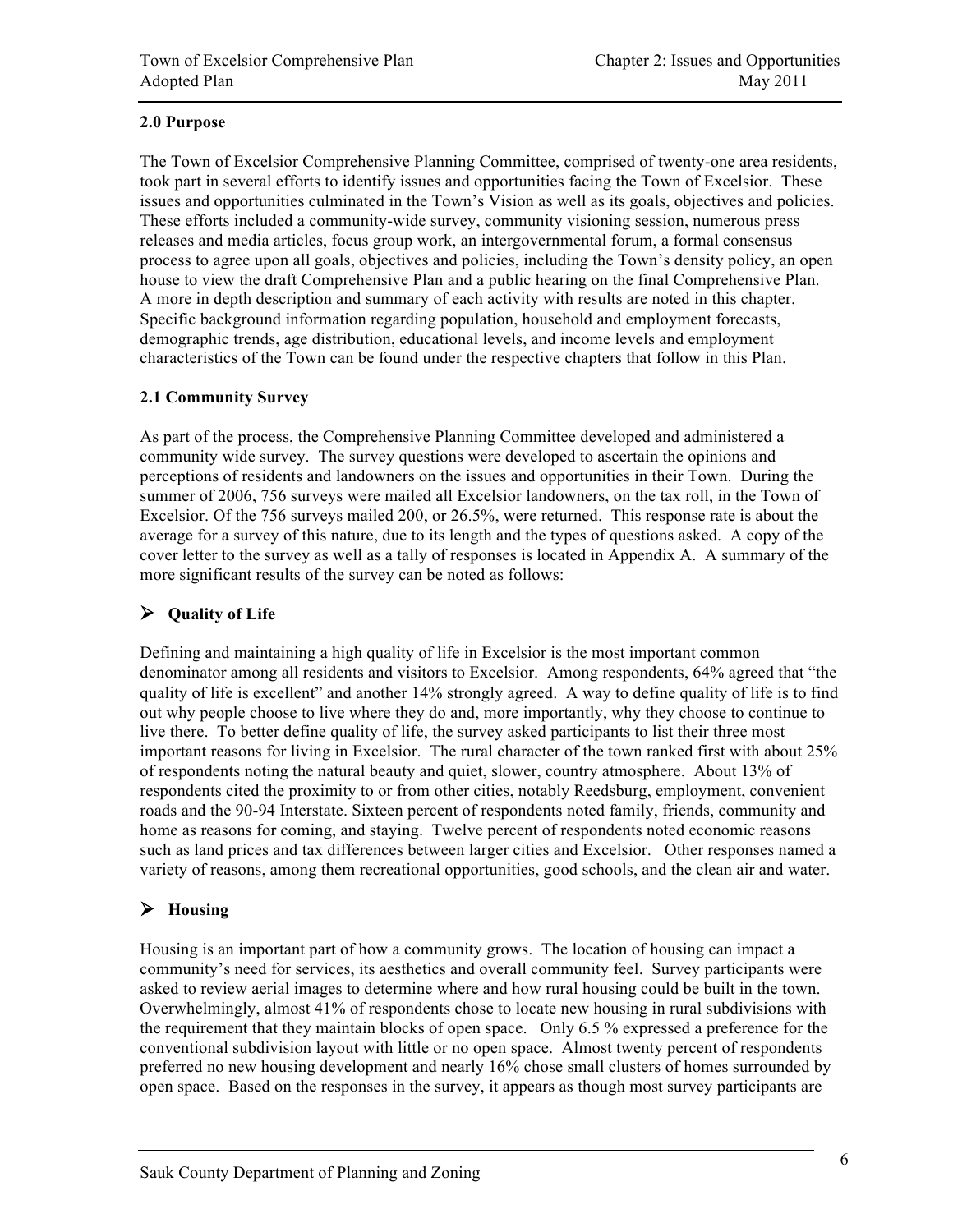## 2.0 Purpose

The Town of Excelsior Comprehensive Planning Committee, comprised of twenty-one area residents, took part in several efforts to identify issues and opportunities facing the Town of Excelsior. These issues and opportunities culminated in the Town's Vision as well as its goals, objectives and policies. These efforts included a community-wide survey, community visioning session, numerous press releases and media articles, focus group work, an intergovernmental forum, a formal consensus process to agree upon all goals, objectives and policies, including the Town's density policy, an open house to view the draft Comprehensive Plan and a public hearing on the final Comprehensive Plan. A more in depth description and summary of each activity with results are noted in this chapter. Specific background information regarding population, household and employment forecasts, demographic trends, age distribution, educational levels, and income levels and employment characteristics of the Town can be found under the respective chapters that follow in this Plan.

## 2.1 Community Survey

As part of the process, the Comprehensive Planning Committee developed and administered a community wide survey. The survey questions were developed to ascertain the opinions and perceptions of residents and landowners on the issues and opportunities in their Town. During the summer of 2006, 756 surveys were mailed all Excelsior landowners, on the tax roll, in the Town of Excelsior. Of the 756 surveys mailed 200, or 26.5%, were returned. This response rate is about the average for a survey of this nature, due to its length and the types of questions asked. A copy of the cover letter to the survey as well as a tally of responses is located in Appendix A. A summary of the more significant results of the survey can be noted as follows:

### Quality of Life

Defining and maintaining a high quality of life in Excelsior is the most important common denominator among all residents and visitors to Excelsior. Among respondents, 64% agreed that "the quality of life is excellent" and another 14% strongly agreed. A way to define quality of life is to find out why people choose to live where they do and, more importantly, why they choose to continue to live there. To better define quality of life, the survey asked participants to list their three most important reasons for living in Excelsior. The rural character of the town ranked first with about 25% of respondents noting the natural beauty and quiet, slower, country atmosphere. About 13% of respondents cited the proximity to or from other cities, notably Reedsburg, employment, convenient roads and the 90-94 Interstate. Sixteen percent of respondents noted family, friends, community and home as reasons for coming, and staying. Twelve percent of respondents noted economic reasons such as land prices and tax differences between larger cities and Excelsior. Other responses named a variety of reasons, among them recreational opportunities, good schools, and the clean air and water.

### Housing

Housing is an important part of how a community grows. The location of housing can impact a community's need for services, its aesthetics and overall community feel. Survey participants were asked to review aerial images to determine where and how rural housing could be built in the town. Overwhelmingly, almost 41% of respondents chose to locate new housing in rural subdivisions with the requirement that they maintain blocks of open space. Only 6.5 % expressed a preference for the conventional subdivision layout with little or no open space. Almost twenty percent of respondents preferred no new housing development and nearly 16% chose small clusters of homes surrounded by open space. Based on the responses in the survey, it appears as though most survey participants are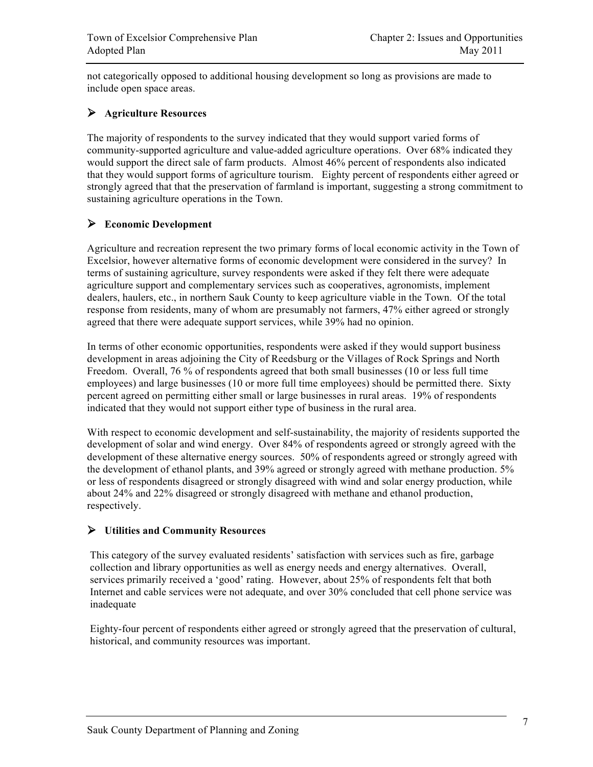not categorically opposed to additional housing development so long as provisions are made to include open space areas.

### Agriculture Resources

The majority of respondents to the survey indicated that they would support varied forms of community-supported agriculture and value-added agriculture operations. Over 68% indicated they would support the direct sale of farm products. Almost 46% percent of respondents also indicated that they would support forms of agriculture tourism. Eighty percent of respondents either agreed or strongly agreed that that the preservation of farmland is important, suggesting a strong commitment to sustaining agriculture operations in the Town.

### Economic Development

Agriculture and recreation represent the two primary forms of local economic activity in the Town of Excelsior, however alternative forms of economic development were considered in the survey? In terms of sustaining agriculture, survey respondents were asked if they felt there were adequate agriculture support and complementary services such as cooperatives, agronomists, implement dealers, haulers, etc., in northern Sauk County to keep agriculture viable in the Town. Of the total response from residents, many of whom are presumably not farmers, 47% either agreed or strongly agreed that there were adequate support services, while 39% had no opinion.

In terms of other economic opportunities, respondents were asked if they would support business development in areas adjoining the City of Reedsburg or the Villages of Rock Springs and North Freedom. Overall, 76 % of respondents agreed that both small businesses (10 or less full time employees) and large businesses (10 or more full time employees) should be permitted there. Sixty percent agreed on permitting either small or large businesses in rural areas. 19% of respondents indicated that they would not support either type of business in the rural area.

With respect to economic development and self-sustainability, the majority of residents supported the development of solar and wind energy. Over 84% of respondents agreed or strongly agreed with the development of these alternative energy sources. 50% of respondents agreed or strongly agreed with the development of ethanol plants, and 39% agreed or strongly agreed with methane production. 5% or less of respondents disagreed or strongly disagreed with wind and solar energy production, while about 24% and 22% disagreed or strongly disagreed with methane and ethanol production, respectively.

### Utilities and Community Resources

This category of the survey evaluated residents' satisfaction with services such as fire, garbage collection and library opportunities as well as energy needs and energy alternatives. Overall, services primarily received a 'good' rating. However, about 25% of respondents felt that both Internet and cable services were not adequate, and over 30% concluded that cell phone service was inadequate

Eighty-four percent of respondents either agreed or strongly agreed that the preservation of cultural, historical, and community resources was important.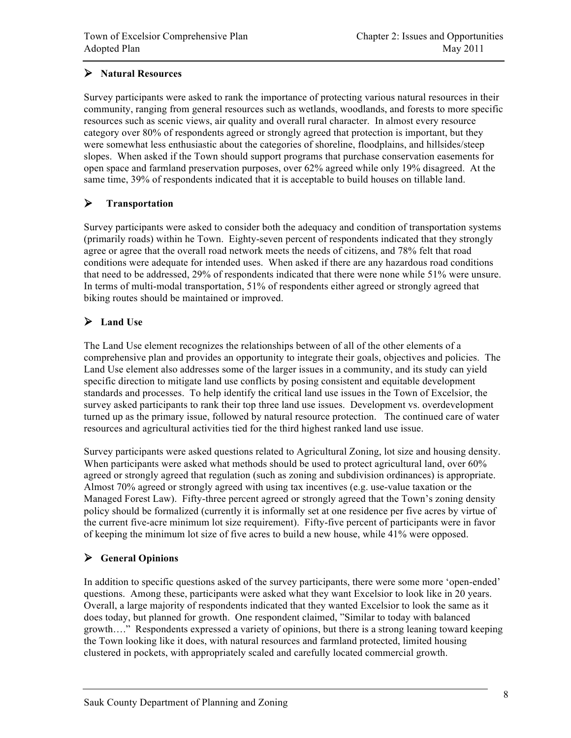## ➢ Natural Resources

Survey participants were asked to rank the importance of protecting various natural resources in their community, ranging from general resources such as wetlands, woodlands, and forests to more specific resources such as scenic views, air quality and overall rural character. In almost every resource category over 80% of respondents agreed or strongly agreed that protection is important, but they were somewhat less enthusiastic about the categories of shoreline, floodplains, and hillsides/steep slopes. When asked if the Town should support programs that purchase conservation easements for open space and farmland preservation purposes, over 62% agreed while only 19% disagreed. At the same time, 39% of respondents indicated that it is acceptable to build houses on tillable land.

## ➢ Transportation

Survey participants were asked to consider both the adequacy and condition of transportation systems (primarily roads) within he Town. Eighty-seven percent of respondents indicated that they strongly agree or agree that the overall road network meets the needs of citizens, and 78% felt that road conditions were adequate for intended uses. When asked if there are any hazardous road conditions that need to be addressed, 29% of respondents indicated that there were none while 51% were unsure. In terms of multi-modal transportation, 51% of respondents either agreed or strongly agreed that biking routes should be maintained or improved.

## ➢ Land Use

The Land Use element recognizes the relationships between of all of the other elements of a comprehensive plan and provides an opportunity to integrate their goals, objectives and policies. The Land Use element also addresses some of the larger issues in a community, and its study can yield specific direction to mitigate land use conflicts by posing consistent and equitable development standards and processes. To help identify the critical land use issues in the Town of Excelsior, the survey asked participants to rank their top three land use issues. Development vs. overdevelopment turned up as the primary issue, followed by natural resource protection. The continued care of water resources and agricultural activities tied for the third highest ranked land use issue.

Survey participants were asked questions related to Agricultural Zoning, lot size and housing density. When participants were asked what methods should be used to protect agricultural land, over 60% agreed or strongly agreed that regulation (such as zoning and subdivision ordinances) is appropriate. Almost 70% agreed or strongly agreed with using tax incentives (e.g. use-value taxation or the Managed Forest Law). Fifty-three percent agreed or strongly agreed that the Town's zoning density policy should be formalized (currently it is informally set at one residence per five acres by virtue of the current five-acre minimum lot size requirement). Fifty-five percent of participants were in favor of keeping the minimum lot size of five acres to build a new house, while 41% were opposed.

## ➢ General Opinions

In addition to specific questions asked of the survey participants, there were some more 'open-ended' questions. Among these, participants were asked what they want Excelsior to look like in 20 years. Overall, a large majority of respondents indicated that they wanted Excelsior to look the same as it does today, but planned for growth. One respondent claimed, "Similar to today with balanced growth…." Respondents expressed a variety of opinions, but there is a strong leaning toward keeping the Town looking like it does, with natural resources and farmland protected, limited housing clustered in pockets, with appropriately scaled and carefully located commercial growth.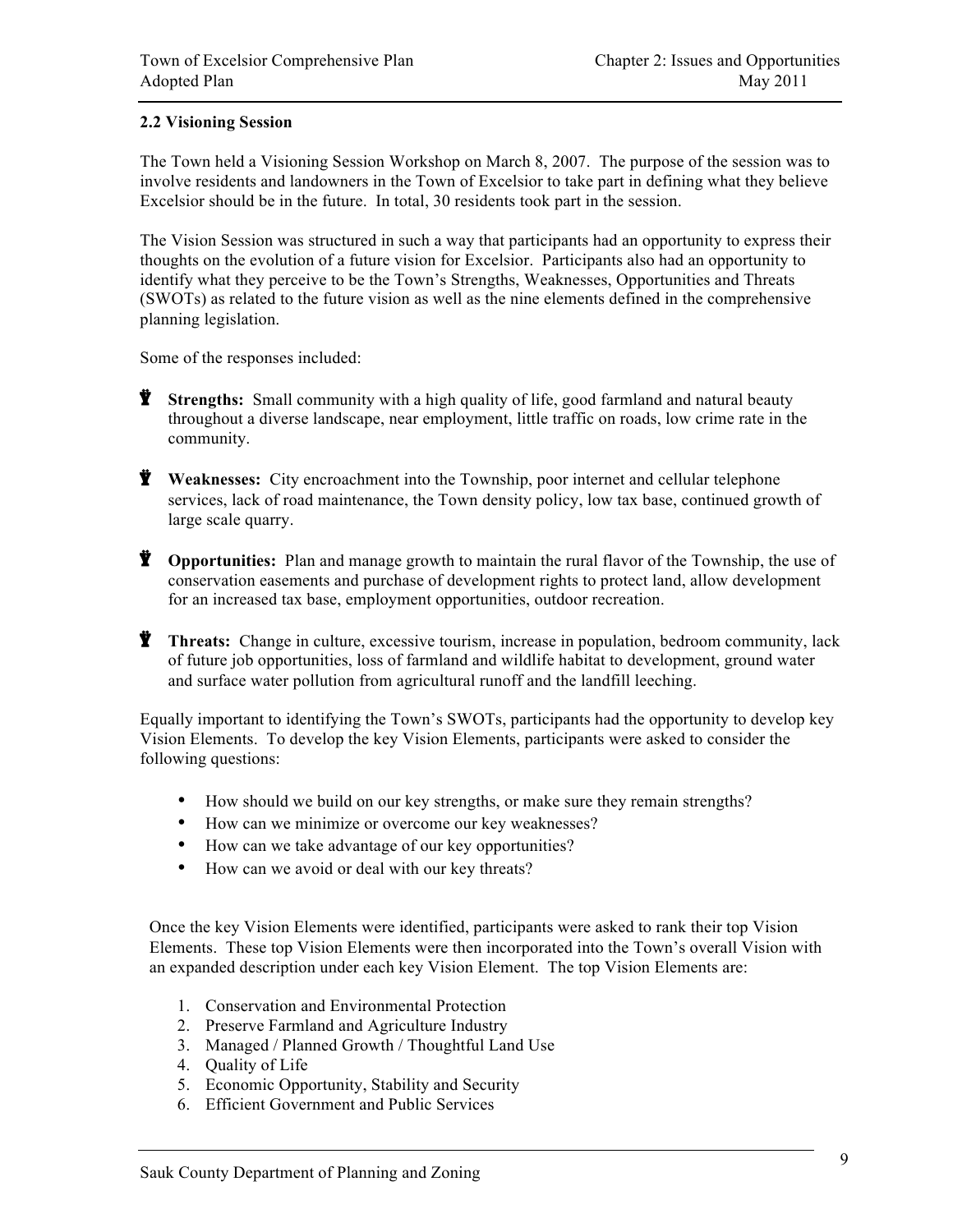### 2.2 Visioning Session

The Town held a Visioning Session Workshop on March 8, 2007. The purpose of the session was to involve residents and landowners in the Town of Excelsior to take part in defining what they believe Excelsior should be in the future. In total, 30 residents took part in the session.

The Vision Session was structured in such a way that participants had an opportunity to express their thoughts on the evolution of a future vision for Excelsior. Participants also had an opportunity to identify what they perceive to be the Town's Strengths, Weaknesses, Opportunities and Threats (SWOTs) as related to the future vision as well as the nine elements defined in the comprehensive planning legislation.

Some of the responses included:

- **Strengths:** Small community with a high quality of life, good farmland and natural beauty throughout a diverse landscape, near employment, little traffic on roads, low crime rate in the community.
- **Weaknesses:** City encroachment into the Township, poor internet and cellular telephone services, lack of road maintenance, the Town density policy, low tax base, continued growth of large scale quarry.
- **Opportunities:** Plan and manage growth to maintain the rural flavor of the Township, the use of conservation easements and purchase of development rights to protect land, allow development for an increased tax base, employment opportunities, outdoor recreation.
- **Threats:** Change in culture, excessive tourism, increase in population, bedroom community, lack of future job opportunities, loss of farmland and wildlife habitat to development, ground water and surface water pollution from agricultural runoff and the landfill leeching.

Equally important to identifying the Town's SWOTs, participants had the opportunity to develop key Vision Elements. To develop the key Vision Elements, participants were asked to consider the following questions:

- How should we build on our key strengths, or make sure they remain strengths?
- How can we minimize or overcome our key weaknesses?
- How can we take advantage of our key opportunities?
- How can we avoid or deal with our key threats?

Once the key Vision Elements were identified, participants were asked to rank their top Vision Elements. These top Vision Elements were then incorporated into the Town's overall Vision with an expanded description under each key Vision Element. The top Vision Elements are:

1. Conservation and Environmental Protection
2. Preserve Farmland and Agriculture Industry
3. Managed / Planned Growth / Thoughtful Land Use
4. Quality of Life
5. Economic Opportunity, Stability and Security
6. Efficient Government and Public Services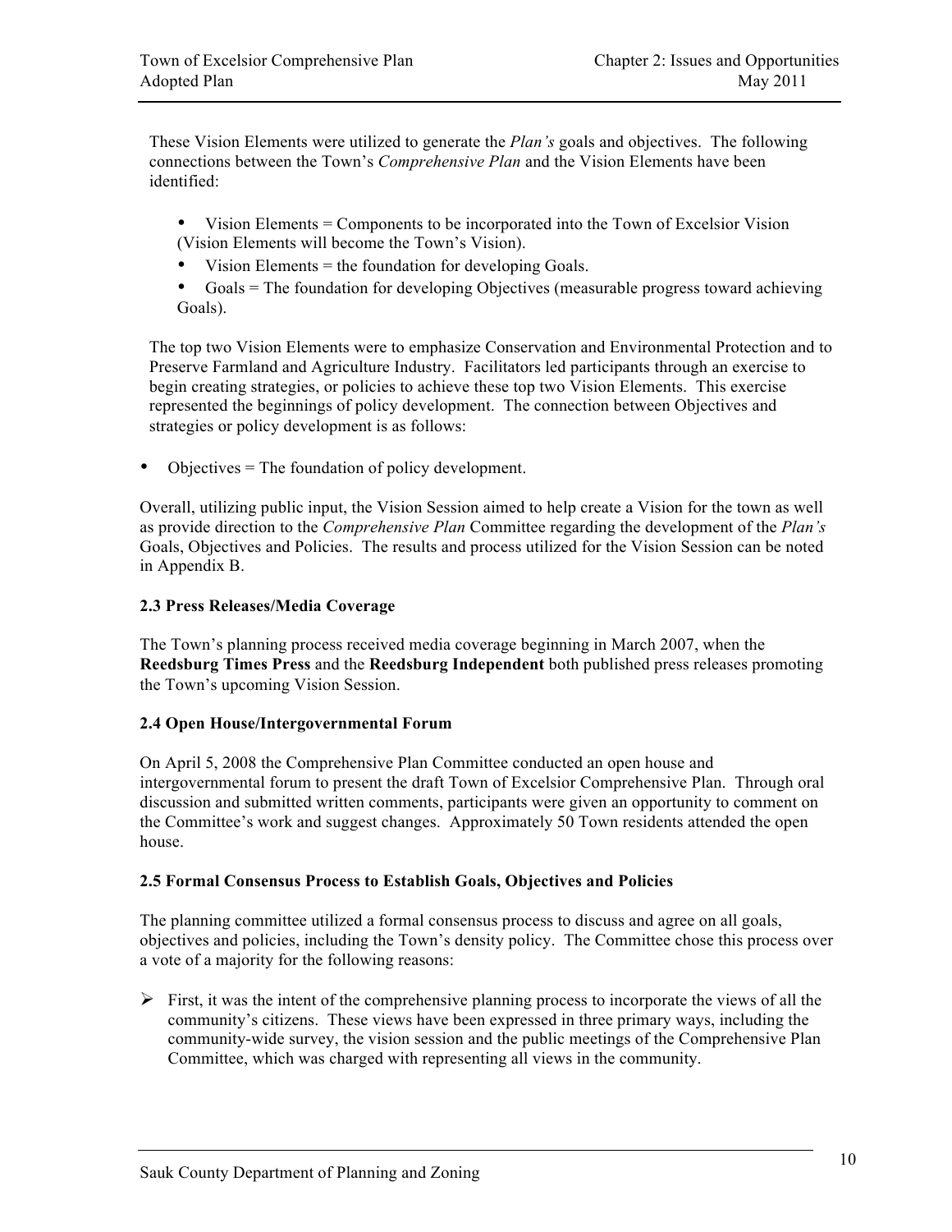These Vision Elements were utilized to generate the *Plan's* goals and objectives. The following connections between the Town's *Comprehensive Plan* and the Vision Elements have been identified:

- Vision Elements = Components to be incorporated into the Town of Excelsior Vision (Vision Elements will become the Town's Vision).
- Vision Elements = the foundation for developing Goals.
- Goals = The foundation for developing Objectives (measurable progress toward achieving Goals).

The top two Vision Elements were to emphasize Conservation and Environmental Protection and to Preserve Farmland and Agriculture Industry. Facilitators led participants through an exercise to begin creating strategies, or policies to achieve these top two Vision Elements. This exercise represented the beginnings of policy development. The connection between Objectives and strategies or policy development is as follows:

- Objectives = The foundation of policy development.

Overall, utilizing public input, the Vision Session aimed to help create a Vision for the town as well as provide direction to the *Comprehensive Plan* Committee regarding the development of the *Plan's* Goals, Objectives and Policies. The results and process utilized for the Vision Session can be noted in Appendix B.

### 2.3 Press Releases/Media Coverage

The Town's planning process received media coverage beginning in March 2007, when the **Reedsburg Times Press** and the **Reedsburg Independent** both published press releases promoting the Town's upcoming Vision Session.

### 2.4 Open House/Intergovernmental Forum

On April 5, 2008 the Comprehensive Plan Committee conducted an open house and intergovernmental forum to present the draft Town of Excelsior Comprehensive Plan. Through oral discussion and submitted written comments, participants were given an opportunity to comment on the Committee's work and suggest changes. Approximately 50 Town residents attended the open house.

### 2.5 Formal Consensus Process to Establish Goals, Objectives and Policies

The planning committee utilized a formal consensus process to discuss and agree on all goals, objectives and policies, including the Town's density policy. The Committee chose this process over a vote of a majority for the following reasons:

- First, it was the intent of the comprehensive planning process to incorporate the views of all the community's citizens. These views have been expressed in three primary ways, including the community-wide survey, the vision session and the public meetings of the Comprehensive Plan Committee, which was charged with representing all views in the community.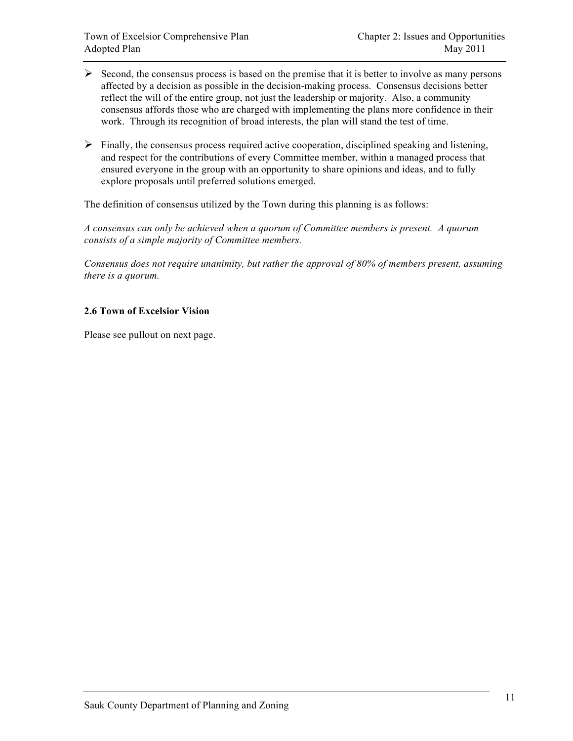- Second, the consensus process is based on the premise that it is better to involve as many persons affected by a decision as possible in the decision-making process. Consensus decisions better reflect the will of the entire group, not just the leadership or majority. Also, a community consensus affords those who are charged with implementing the plans more confidence in their work. Through its recognition of broad interests, the plan will stand the test of time.

- Finally, the consensus process required active cooperation, disciplined speaking and listening, and respect for the contributions of every Committee member, within a managed process that ensured everyone in the group with an opportunity to share opinions and ideas, and to fully explore proposals until preferred solutions emerged.

The definition of consensus utilized by the Town during this planning is as follows:

*A consensus can only be achieved when a quorum of Committee members is present. A quorum consists of a simple majority of Committee members.*

*Consensus does not require unanimity, but rather the approval of 80% of members present, assuming there is a quorum.*

**2.6 Town of Excelsior Vision**

Please see pullout on next page.